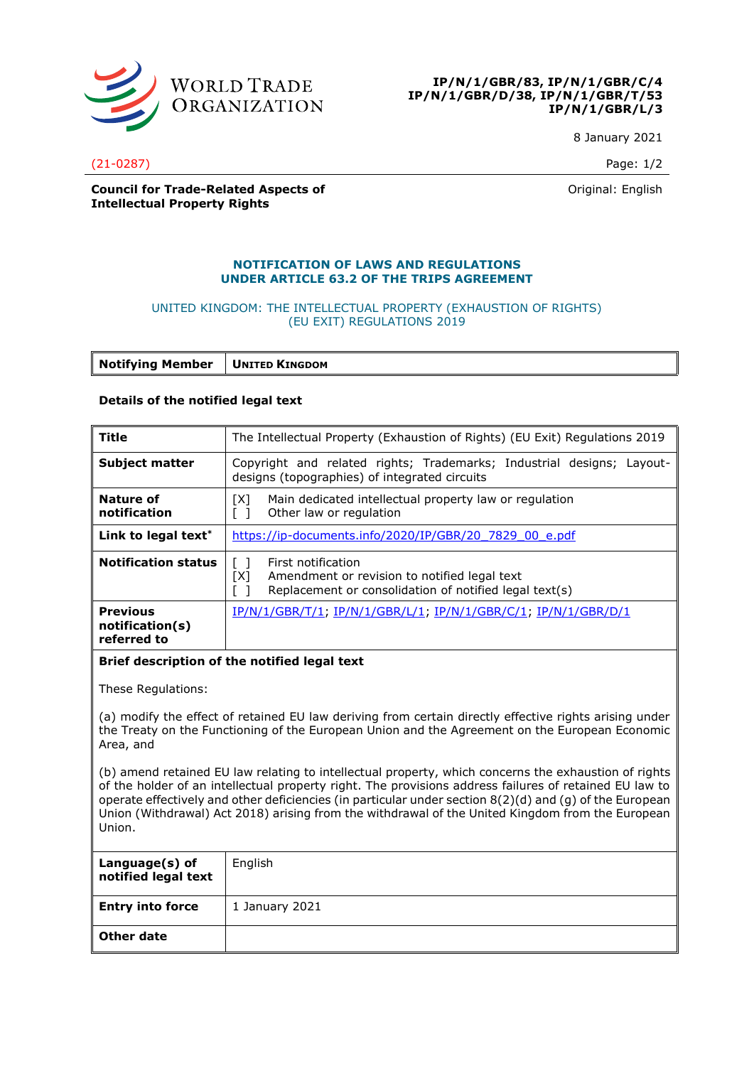WORLD TRADE ORGANIZATION

**IP/N/1/GBR/83, IP/N/1/GBR/C/4**
**IP/N/1/GBR/D/38, IP/N/1/GBR/T/53**
**IP/N/1/GBR/L/3**

8 January 2021

(21-0287)

**Council for Trade-Related Aspects of Intellectual Property Rights**

Original: English

## NOTIFICATION OF LAWS AND REGULATIONS UNDER ARTICLE 63.2 OF THE TRIPS AGREEMENT

UNITED KINGDOM: THE INTELLECTUAL PROPERTY (EXHAUSTION OF RIGHTS) (EU EXIT) REGULATIONS 2019

| **Notifying Member** | **UNITED KINGDOM** |
|---|---|

**Details of the notified legal text**

| **Title** | The Intellectual Property (Exhaustion of Rights) (EU Exit) Regulations 2019 |
|---|---|
| **Subject matter** | Copyright and related rights; Trademarks; Industrial designs; Layout-designs (topographies) of integrated circuits |
| **Nature of notification** | [X] Main dedicated intellectual property law or regulation<br>[ ] Other law or regulation |
| **Link to legal text*** | https://ip-documents.info/2020/IP/GBR/20_7829_00_e.pdf |
| **Notification status** | [ ] First notification<br>[X] Amendment or revision to notified legal text<br>[ ] Replacement or consolidation of notified legal text(s) |
| **Previous notification(s) referred to** | IP/N/1/GBR/T/1; IP/N/1/GBR/L/1; IP/N/1/GBR/C/1; IP/N/1/GBR/D/1 |

**Brief description of the notified legal text**

These Regulations:

(a) modify the effect of retained EU law deriving from certain directly effective rights arising under the Treaty on the Functioning of the European Union and the Agreement on the European Economic Area, and

(b) amend retained EU law relating to intellectual property, which concerns the exhaustion of rights of the holder of an intellectual property right. The provisions address failures of retained EU law to operate effectively and other deficiencies (in particular under section 8(2)(d) and (g) of the European Union (Withdrawal) Act 2018) arising from the withdrawal of the United Kingdom from the European Union.

| **Language(s) of notified legal text** | English |
|---|---|
| **Entry into force** | 1 January 2021 |
| **Other date** | |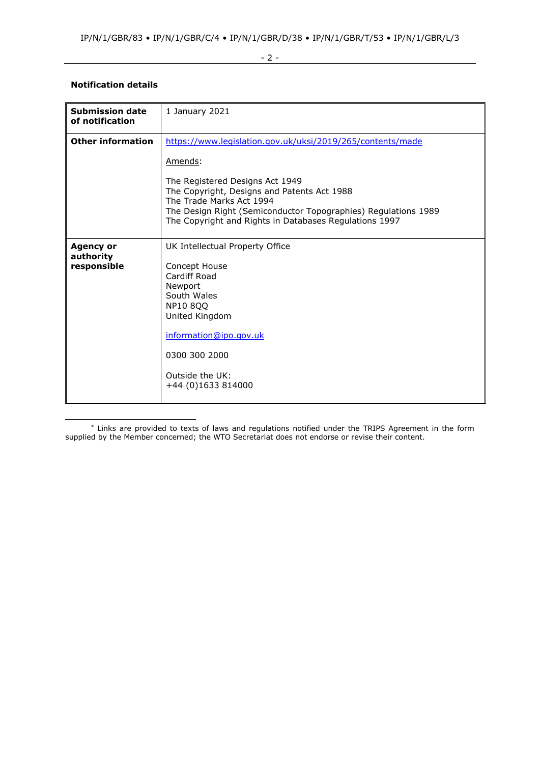**Notification details**

| | |
|---|---|
| **Submission date of notification** | 1 January 2021 |
| **Other information** | https://www.legislation.gov.uk/uksi/2019/265/contents/made<br><br>Amends:<br><br>The Registered Designs Act 1949<br>The Copyright, Designs and Patents Act 1988<br>The Trade Marks Act 1994<br>The Design Right (Semiconductor Topographies) Regulations 1989<br>The Copyright and Rights in Databases Regulations 1997 |
| **Agency or authority responsible** | UK Intellectual Property Office<br><br>Concept House<br>Cardiff Road<br>Newport<br>South Wales<br>NP10 8QQ<br>United Kingdom<br><br>information@ipo.gov.uk<br><br>0300 300 2000<br><br>Outside the UK:<br>+44 (0)1633 814000 |

[*] Links are provided to texts of laws and regulations notified under the TRIPS Agreement in the form supplied by the Member concerned; the WTO Secretariat does not endorse or revise their content.